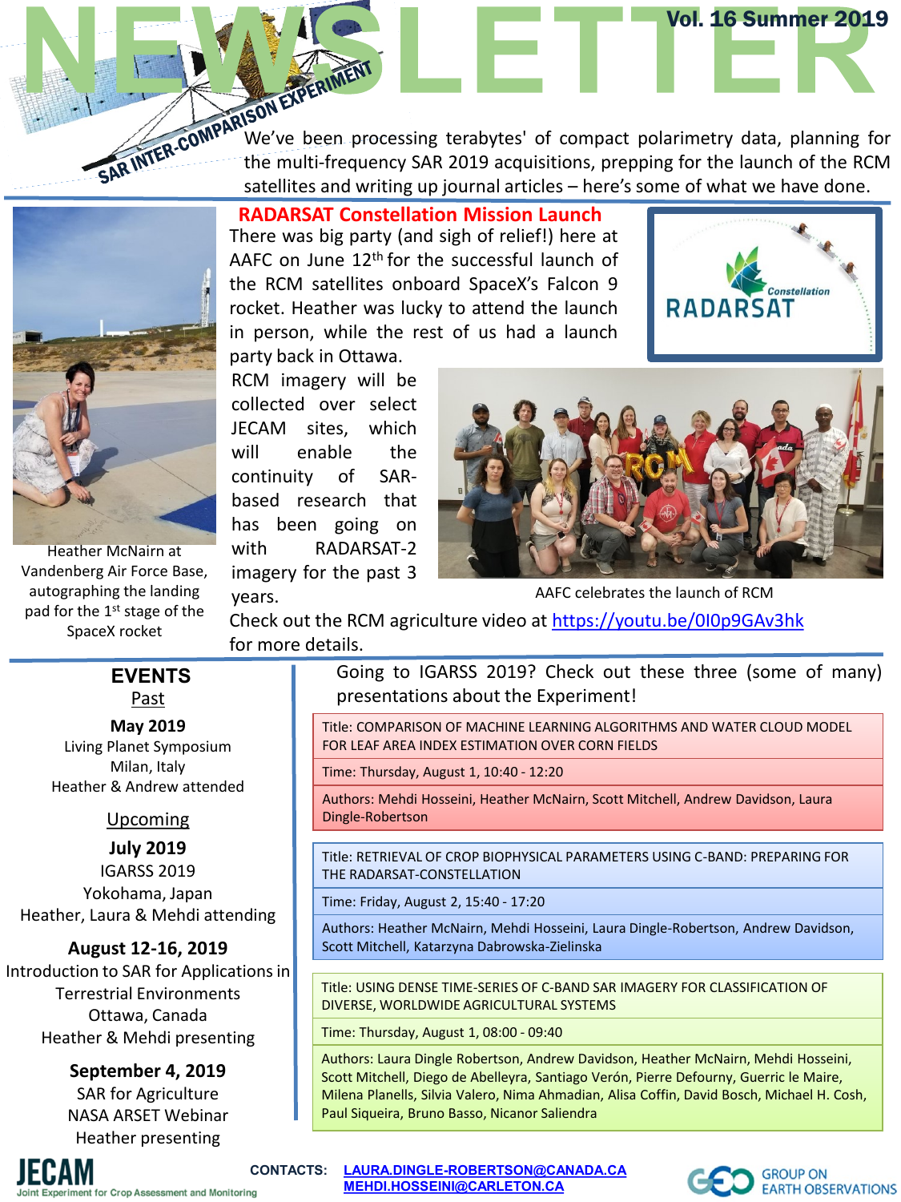# NEWSLETTER

Vol. 16 Summer 2019

SAR INTER-COMPARISON EXPERIMENT

We've been processing terabytes' of compact polarimetry data, planning for the multi-frequency SAR 2019 acquisitions, prepping for the launch of the RCM satellites and writing up journal articles – here's some of what we have done.

## RADARSAT Constellation Mission Launch

There was big party (and sigh of relief!) here at AAFC on June 12th for the successful launch of the RCM satellites onboard SpaceX's Falcon 9 rocket. Heather was lucky to attend the launch in person, while the rest of us had a launch party back in Ottawa.

Heather McNairn at Vandenberg Air Force Base, autographing the landing pad for the 1st stage of the SpaceX rocket

RCM imagery will be collected over select JECAM sites, which will enable the continuity of SAR-based research that has been going on with RADARSAT-2 imagery for the past 3 years.

AAFC celebrates the launch of RCM

Check out the RCM agriculture video at https://youtu.be/0I0p9GAv3hk for more details.

## EVENTS

### Past

**May 2019**
Living Planet Symposium
Milan, Italy
Heather & Andrew attended

### Upcoming

**July 2019**
IGARSS 2019
Yokohama, Japan
Heather, Laura & Mehdi attending

**August 12-16, 2019**
Introduction to SAR for Applications in Terrestrial Environments
Ottawa, Canada
Heather & Mehdi presenting

**September 4, 2019**
SAR for Agriculture
NASA ARSET Webinar
Heather presenting

Going to IGARSS 2019? Check out these three (some of many) presentations about the Experiment!

Title: COMPARISON OF MACHINE LEARNING ALGORITHMS AND WATER CLOUD MODEL FOR LEAF AREA INDEX ESTIMATION OVER CORN FIELDS

Time: Thursday, August 1, 10:40 - 12:20

Authors: Mehdi Hosseini, Heather McNairn, Scott Mitchell, Andrew Davidson, Laura Dingle-Robertson

Title: RETRIEVAL OF CROP BIOPHYSICAL PARAMETERS USING C-BAND: PREPARING FOR THE RADARSAT-CONSTELLATION

Time: Friday, August 2, 15:40 - 17:20

Authors: Heather McNairn, Mehdi Hosseini, Laura Dingle-Robertson, Andrew Davidson, Scott Mitchell, Katarzyna Dabrowska-Zielinska

Title: USING DENSE TIME-SERIES OF C-BAND SAR IMAGERY FOR CLASSIFICATION OF DIVERSE, WORLDWIDE AGRICULTURAL SYSTEMS

Time: Thursday, August 1, 08:00 - 09:40

Authors: Laura Dingle Robertson, Andrew Davidson, Heather McNairn, Mehdi Hosseini, Scott Mitchell, Diego de Abelleyra, Santiago Verón, Pierre Defourny, Guerric le Maire, Milena Planells, Silvia Valero, Nima Ahmadian, Alisa Coffin, David Bosch, Michael H. Cosh, Paul Siqueira, Bruno Basso, Nicanor Saliendra

JECAM Joint Experiment for Crop Assessment and Monitoring

CONTACTS: LAURA.DINGLE-ROBERTSON@CANADA.CA
MEHDI.HOSSEINI@CARLETON.CA

GEO GROUP ON EARTH OBSERVATIONS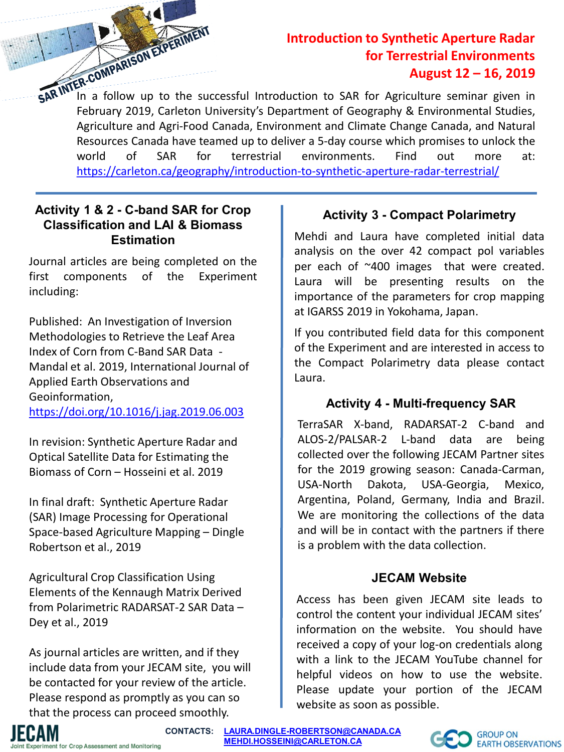SAR INTER-COMPARISON EXPERIMENT

## Introduction to Synthetic Aperture Radar for Terrestrial Environments
## August 12 – 16, 2019

In a follow up to the successful Introduction to SAR for Agriculture seminar given in February 2019, Carleton University's Department of Geography & Environmental Studies, Agriculture and Agri-Food Canada, Environment and Climate Change Canada, and Natural Resources Canada have teamed up to deliver a 5-day course which promises to unlock the world of SAR for terrestrial environments. Find out more at: https://carleton.ca/geography/introduction-to-synthetic-aperture-radar-terrestrial/

---

### Activity 1 & 2 - C-band SAR for Crop Classification and LAI & Biomass Estimation

Journal articles are being completed on the first components of the Experiment including:

Published: An Investigation of Inversion Methodologies to Retrieve the Leaf Area Index of Corn from C-Band SAR Data - Mandal et al. 2019, International Journal of Applied Earth Observations and Geoinformation, https://doi.org/10.1016/j.jag.2019.06.003

In revision: Synthetic Aperture Radar and Optical Satellite Data for Estimating the Biomass of Corn – Hosseini et al. 2019

In final draft: Synthetic Aperture Radar (SAR) Image Processing for Operational Space-based Agriculture Mapping – Dingle Robertson et al., 2019

Agricultural Crop Classification Using Elements of the Kennaugh Matrix Derived from Polarimetric RADARSAT-2 SAR Data – Dey et al., 2019

As journal articles are written, and if they include data from your JECAM site, you will be contacted for your review of the article. Please respond as promptly as you can so that the process can proceed smoothly.

### Activity 3 - Compact Polarimetry

Mehdi and Laura have completed initial data analysis on the over 42 compact pol variables per each of ~400 images that were created. Laura will be presenting results on the importance of the parameters for crop mapping at IGARSS 2019 in Yokohama, Japan.

If you contributed field data for this component of the Experiment and are interested in access to the Compact Polarimetry data please contact Laura.

### Activity 4 - Multi-frequency SAR

TerraSAR X-band, RADARSAT-2 C-band and ALOS-2/PALSAR-2 L-band data are being collected over the following JECAM Partner sites for the 2019 growing season: Canada-Carman, USA-North Dakota, USA-Georgia, Mexico, Argentina, Poland, Germany, India and Brazil. We are monitoring the collections of the data and will be in contact with the partners if there is a problem with the data collection.

### JECAM Website

Access has been given JECAM site leads to control the content your individual JECAM sites' information on the website. You should have received a copy of your log-on credentials along with a link to the JECAM YouTube channel for helpful videos on how to use the website. Please update your portion of the JECAM website as soon as possible.

JECAM Joint Experiment for Crop Assessment and Monitoring

CONTACTS: LAURA.DINGLE-ROBERTSON@CANADA.CA
MEHDI.HOSSEINI@CARLETON.CA

GEO GROUP ON EARTH OBSERVATIONS